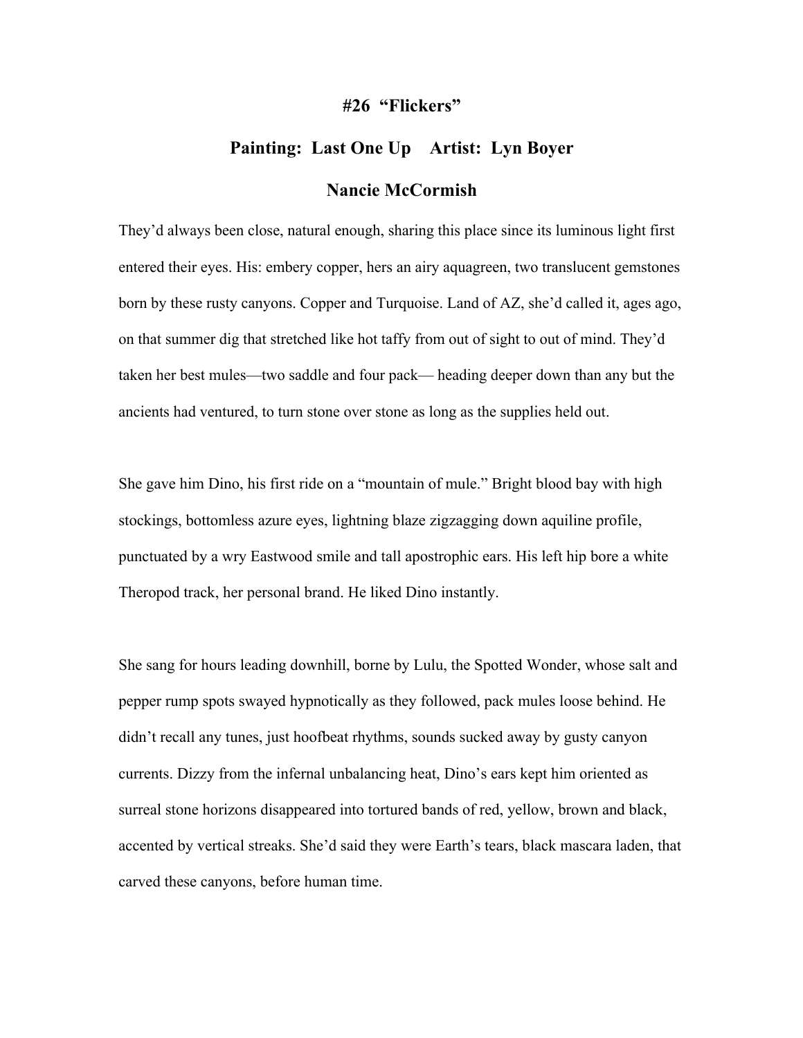# #26 "Flickers"

## Painting: Last One Up    Artist: Lyn Boyer

## Nancie McCormish

They'd always been close, natural enough, sharing this place since its luminous light first entered their eyes. His: embery copper, hers an airy aquagreen, two translucent gemstones born by these rusty canyons. Copper and Turquoise. Land of AZ, she'd called it, ages ago, on that summer dig that stretched like hot taffy from out of sight to out of mind. They'd taken her best mules—two saddle and four pack— heading deeper down than any but the ancients had ventured, to turn stone over stone as long as the supplies held out.

She gave him Dino, his first ride on a "mountain of mule." Bright blood bay with high stockings, bottomless azure eyes, lightning blaze zigzagging down aquiline profile, punctuated by a wry Eastwood smile and tall apostrophic ears. His left hip bore a white Theropod track, her personal brand. He liked Dino instantly.

She sang for hours leading downhill, borne by Lulu, the Spotted Wonder, whose salt and pepper rump spots swayed hypnotically as they followed, pack mules loose behind. He didn't recall any tunes, just hoofbeat rhythms, sounds sucked away by gusty canyon currents. Dizzy from the infernal unbalancing heat, Dino's ears kept him oriented as surreal stone horizons disappeared into tortured bands of red, yellow, brown and black, accented by vertical streaks. She'd said they were Earth's tears, black mascara laden, that carved these canyons, before human time.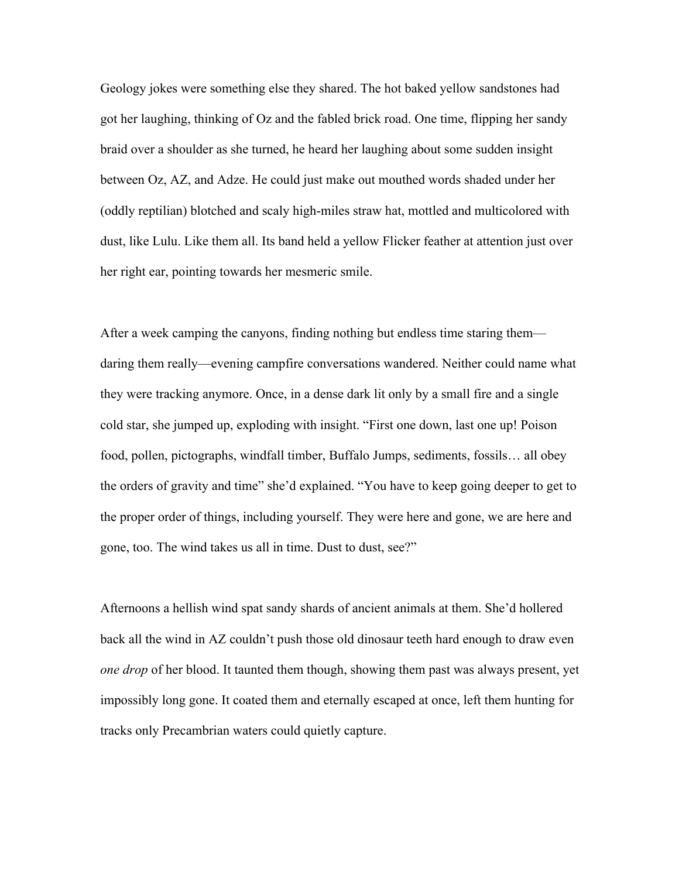Geology jokes were something else they shared. The hot baked yellow sandstones had got her laughing, thinking of Oz and the fabled brick road. One time, flipping her sandy braid over a shoulder as she turned, he heard her laughing about some sudden insight between Oz, AZ, and Adze. He could just make out mouthed words shaded under her (oddly reptilian) blotched and scaly high-miles straw hat, mottled and multicolored with dust, like Lulu. Like them all. Its band held a yellow Flicker feather at attention just over her right ear, pointing towards her mesmeric smile.

After a week camping the canyons, finding nothing but endless time staring them—daring them really—evening campfire conversations wandered. Neither could name what they were tracking anymore. Once, in a dense dark lit only by a small fire and a single cold star, she jumped up, exploding with insight. "First one down, last one up! Poison food, pollen, pictographs, windfall timber, Buffalo Jumps, sediments, fossils… all obey the orders of gravity and time" she'd explained. "You have to keep going deeper to get to the proper order of things, including yourself. They were here and gone, we are here and gone, too. The wind takes us all in time. Dust to dust, see?"

Afternoons a hellish wind spat sandy shards of ancient animals at them. She'd hollered back all the wind in AZ couldn't push those old dinosaur teeth hard enough to draw even *one drop* of her blood. It taunted them though, showing them past was always present, yet impossibly long gone. It coated them and eternally escaped at once, left them hunting for tracks only Precambrian waters could quietly capture.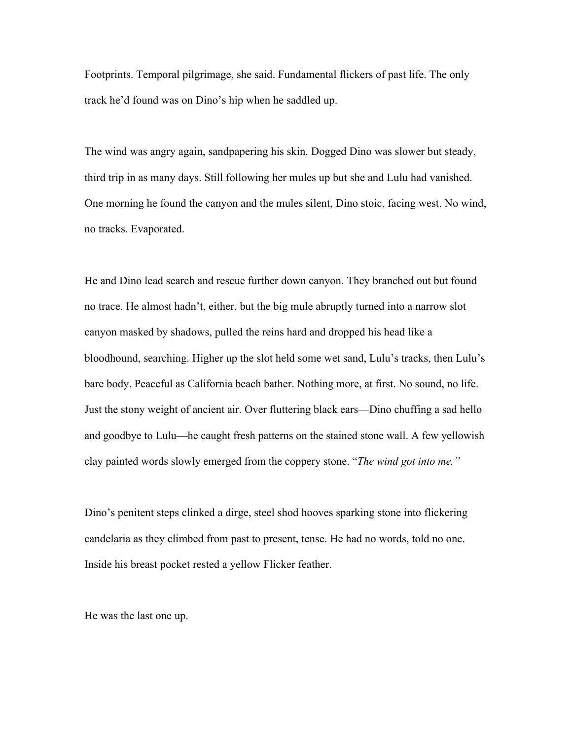Footprints. Temporal pilgrimage, she said. Fundamental flickers of past life. The only track he'd found was on Dino's hip when he saddled up.

The wind was angry again, sandpapering his skin. Dogged Dino was slower but steady, third trip in as many days. Still following her mules up but she and Lulu had vanished. One morning he found the canyon and the mules silent, Dino stoic, facing west. No wind, no tracks. Evaporated.

He and Dino lead search and rescue further down canyon. They branched out but found no trace. He almost hadn't, either, but the big mule abruptly turned into a narrow slot canyon masked by shadows, pulled the reins hard and dropped his head like a bloodhound, searching. Higher up the slot held some wet sand, Lulu's tracks, then Lulu's bare body. Peaceful as California beach bather. Nothing more, at first. No sound, no life. Just the stony weight of ancient air. Over fluttering black ears—Dino chuffing a sad hello and goodbye to Lulu—he caught fresh patterns on the stained stone wall. A few yellowish clay painted words slowly emerged from the coppery stone. "*The wind got into me.*"

Dino's penitent steps clinked a dirge, steel shod hooves sparking stone into flickering candelaria as they climbed from past to present, tense. He had no words, told no one. Inside his breast pocket rested a yellow Flicker feather.

He was the last one up.